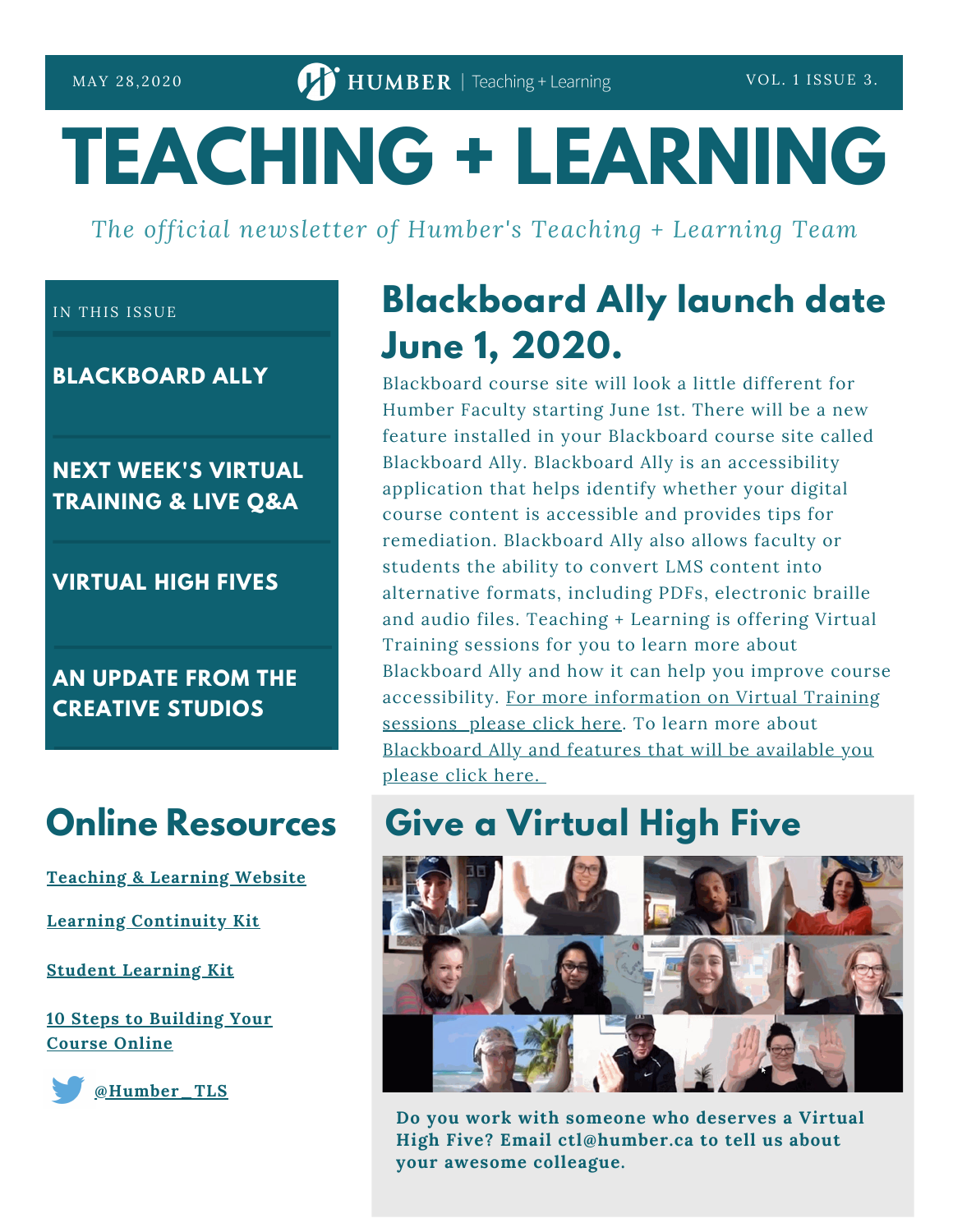MAY 28,2020 | HUMBER | Teaching + Learning | VOL. 1 ISSUE 3.

# TEACHING + LEARNING

*The official newsletter of Humber's Teaching + Learning Team*

IN THIS ISSUE

**BLACKBOARD ALLY**

**NEXT WEEK'S VIRTUAL TRAINING & LIVE Q&A**

**VIRTUAL HIGH FIVES**

**AN UPDATE FROM THE CREATIVE STUDIOS**

## Blackboard Ally launch date June 1, 2020.

Blackboard course site will look a little different for Humber Faculty starting June 1st. There will be a new feature installed in your Blackboard course site called Blackboard Ally. Blackboard Ally is an accessibility application that helps identify whether your digital course content is accessible and provides tips for remediation. Blackboard Ally also allows faculty or students the ability to convert LMS content into alternative formats, including PDFs, electronic braille and audio files. Teaching + Learning is offering Virtual Training sessions for you to learn more about Blackboard Ally and how it can help you improve course accessibility. For more information on Virtual Training sessions please click here. To learn more about Blackboard Ally and features that will be available you please click here.

## Online Resources

Teaching & Learning Website

Learning Continuity Kit

Student Learning Kit

10 Steps to Building Your Course Online

@Humber_TLS

## Give a Virtual High Five

**Do you work with someone who deserves a Virtual High Five? Email ctl@humber.ca to tell us about your awesome colleague.**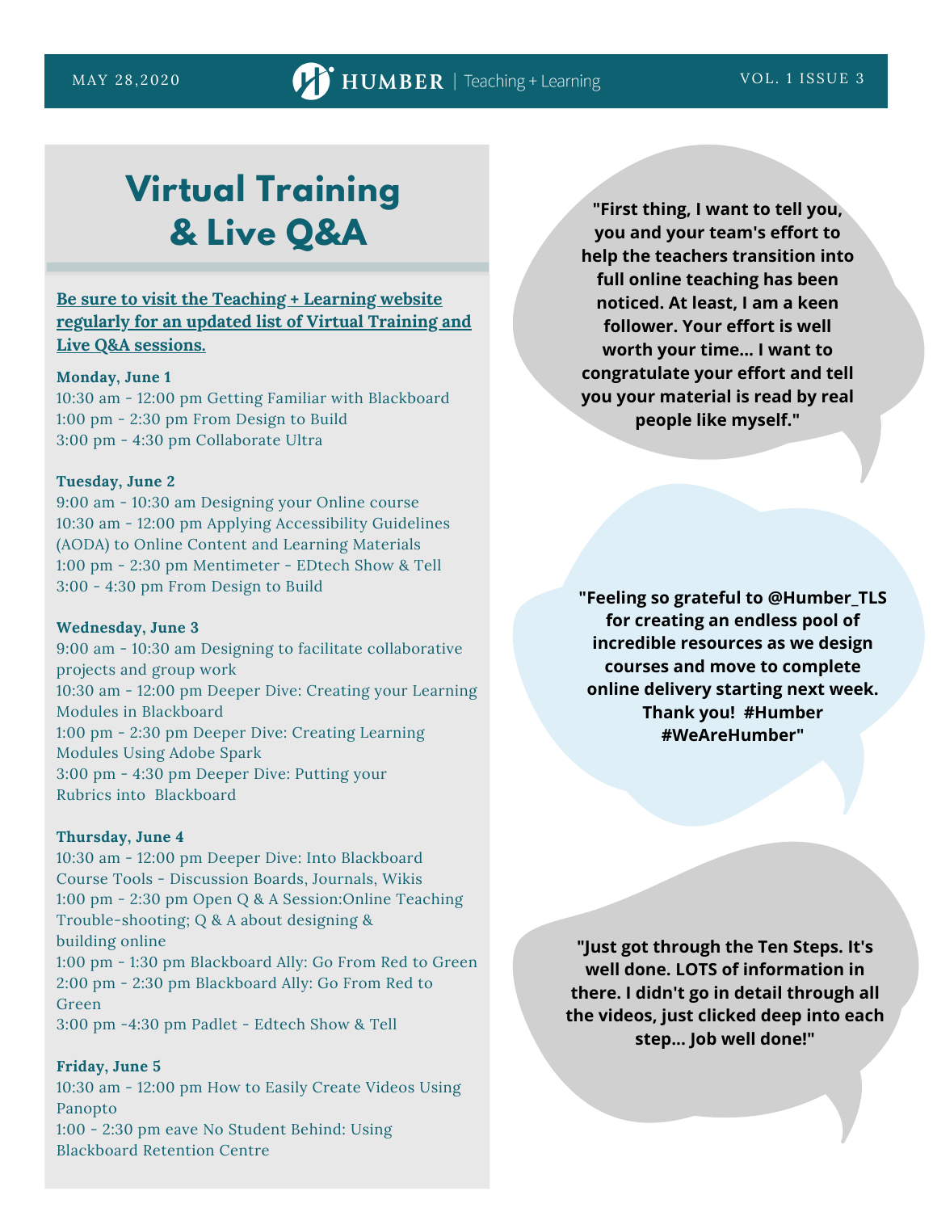# Virtual Training & Live Q&A

**Be sure to visit the Teaching + Learning website regularly for an updated list of Virtual Training and Live Q&A sessions.**

**Monday, June 1**
10:30 am - 12:00 pm Getting Familiar with Blackboard
1:00 pm - 2:30 pm From Design to Build
3:00 pm - 4:30 pm Collaborate Ultra

**Tuesday, June 2**
9:00 am - 10:30 am Designing your Online course
10:30 am - 12:00 pm Applying Accessibility Guidelines (AODA) to Online Content and Learning Materials
1:00 pm - 2:30 pm Mentimeter - EDtech Show & Tell
3:00 - 4:30 pm From Design to Build

**Wednesday, June 3**
9:00 am - 10:30 am Designing to facilitate collaborative projects and group work
10:30 am - 12:00 pm Deeper Dive: Creating your Learning Modules in Blackboard
1:00 pm - 2:30 pm Deeper Dive: Creating Learning Modules Using Adobe Spark
3:00 pm - 4:30 pm Deeper Dive: Putting your Rubrics into Blackboard

**Thursday, June 4**
10:30 am - 12:00 pm Deeper Dive: Into Blackboard Course Tools - Discussion Boards, Journals, Wikis
1:00 pm - 2:30 pm Open Q & A Session:Online Teaching Trouble-shooting; Q & A about designing & building online
1:00 pm - 1:30 pm Blackboard Ally: Go From Red to Green
2:00 pm - 2:30 pm Blackboard Ally: Go From Red to Green
3:00 pm -4:30 pm Padlet - Edtech Show & Tell

**Friday, June 5**
10:30 am - 12:00 pm How to Easily Create Videos Using Panopto
1:00 - 2:30 pm eave No Student Behind: Using Blackboard Retention Centre

**"First thing, I want to tell you, you and your team's effort to help the teachers transition into full online teaching has been noticed. At least, I am a keen follower. Your effort is well worth your time... I want to congratulate your effort and tell you your material is read by real people like myself."**

**"Feeling so grateful to @Humber_TLS for creating an endless pool of incredible resources as we design courses and move to complete online delivery starting next week. Thank you! #Humber #WeAreHumber"**

**"Just got through the Ten Steps. It's well done. LOTS of information in there. I didn't go in detail through all the videos, just clicked deep into each step... Job well done!"**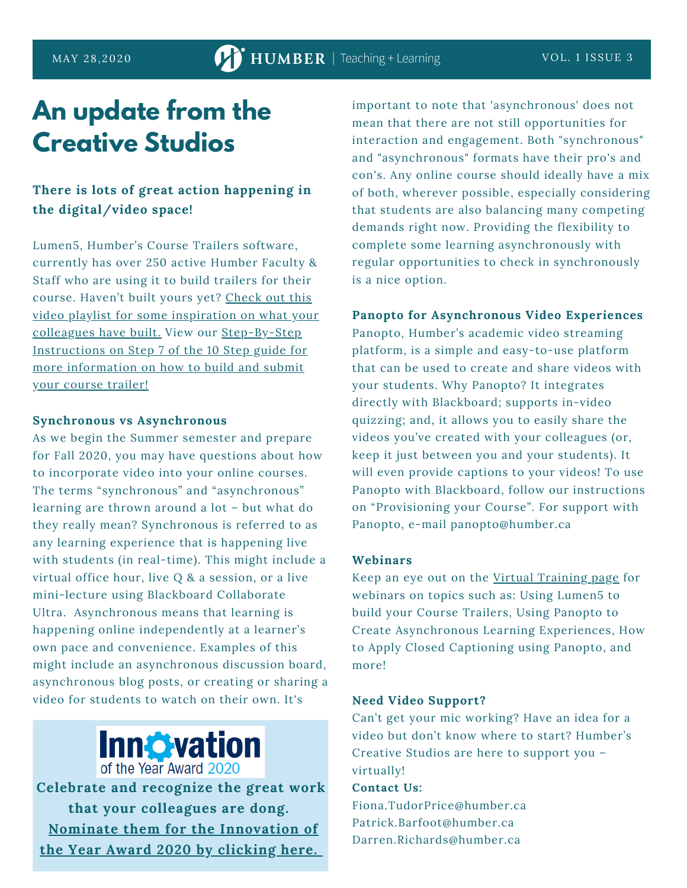# An update from the Creative Studios

**There is lots of great action happening in the digital/video space!**

Lumen5, Humber's Course Trailers software, currently has over 250 active Humber Faculty & Staff who are using it to build trailers for their course. Haven't built yours yet? Check out this video playlist for some inspiration on what your colleagues have built. View our Step-By-Step Instructions on Step 7 of the 10 Step guide for more information on how to build and submit your course trailer!

**Synchronous vs Asynchronous**

As we begin the Summer semester and prepare for Fall 2020, you may have questions about how to incorporate video into your online courses. The terms "synchronous" and "asynchronous" learning are thrown around a lot – but what do they really mean? Synchronous is referred to as any learning experience that is happening live with students (in real-time). This might include a virtual office hour, live Q & a session, or a live mini-lecture using Blackboard Collaborate Ultra. Asynchronous means that learning is happening online independently at a learner's own pace and convenience. Examples of this might include an asynchronous discussion board, asynchronous blog posts, or creating or sharing a video for students to watch on their own. It's important to note that 'asynchronous' does not mean that there are not still opportunities for interaction and engagement. Both "synchronous" and "asynchronous" formats have their pro's and con's. Any online course should ideally have a mix of both, wherever possible, especially considering that students are also balancing many competing demands right now. Providing the flexibility to complete some learning asynchronously with regular opportunities to check in synchronously is a nice option.

**Panopto for Asynchronous Video Experiences**

Panopto, Humber's academic video streaming platform, is a simple and easy-to-use platform that can be used to create and share videos with your students. Why Panopto? It integrates directly with Blackboard; supports in-video quizzing; and, it allows you to easily share the videos you've created with your colleagues (or, keep it just between you and your students). It will even provide captions to your videos! To use Panopto with Blackboard, follow our instructions on "Provisioning your Course". For support with Panopto, e-mail panopto@humber.ca

**Webinars**

Keep an eye out on the Virtual Training page for webinars on topics such as: Using Lumen5 to build your Course Trailers, Using Panopto to Create Asynchronous Learning Experiences, How to Apply Closed Captioning using Panopto, and more!

**Need Video Support?**

Can't get your mic working? Have an idea for a video but don't know where to start? Humber's Creative Studios are here to support you – virtually!

**Contact Us:**

Fiona.TudorPrice@humber.ca
Patrick.Barfoot@humber.ca
Darren.Richards@humber.ca

Innovation of the Year Award 2020

**Celebrate and recognize the great work that your colleagues are dong.**
**Nominate them for the Innovation of the Year Award 2020 by clicking here.**